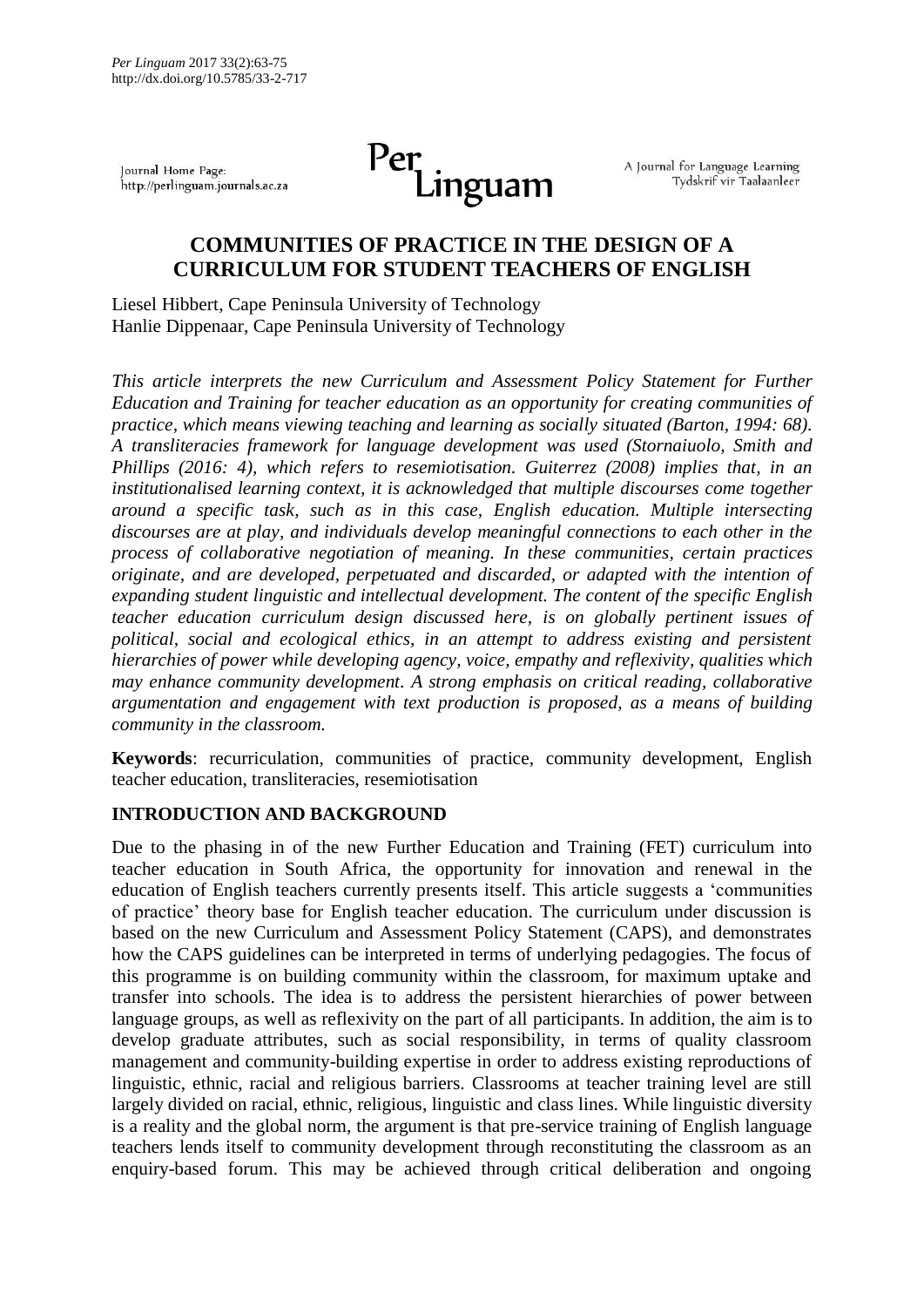# COMMUNITIES OF PRACTICE IN THE DESIGN OF A CURRICULUM FOR STUDENT TEACHERS OF ENGLISH

Liesel Hibbert, Cape Peninsula University of Technology
Hanlie Dippenaar, Cape Peninsula University of Technology

*This article interprets the new Curriculum and Assessment Policy Statement for Further Education and Training for teacher education as an opportunity for creating communities of practice, which means viewing teaching and learning as socially situated (Barton, 1994: 68). A transliteracies framework for language development was used (Stornaiuolo, Smith and Phillips (2016: 4), which refers to resemiotisation. Guiterrez (2008) implies that, in an institutionalised learning context, it is acknowledged that multiple discourses come together around a specific task, such as in this case, English education. Multiple intersecting discourses are at play, and individuals develop meaningful connections to each other in the process of collaborative negotiation of meaning. In these communities, certain practices originate, and are developed, perpetuated and discarded, or adapted with the intention of expanding student linguistic and intellectual development. The content of the specific English teacher education curriculum design discussed here, is on globally pertinent issues of political, social and ecological ethics, in an attempt to address existing and persistent hierarchies of power while developing agency, voice, empathy and reflexivity, qualities which may enhance community development. A strong emphasis on critical reading, collaborative argumentation and engagement with text production is proposed, as a means of building community in the classroom.*

**Keywords**: recurriculation, communities of practice, community development, English teacher education, transliteracies, resemiotisation

## INTRODUCTION AND BACKGROUND

Due to the phasing in of the new Further Education and Training (FET) curriculum into teacher education in South Africa, the opportunity for innovation and renewal in the education of English teachers currently presents itself. This article suggests a 'communities of practice' theory base for English teacher education. The curriculum under discussion is based on the new Curriculum and Assessment Policy Statement (CAPS), and demonstrates how the CAPS guidelines can be interpreted in terms of underlying pedagogies. The focus of this programme is on building community within the classroom, for maximum uptake and transfer into schools. The idea is to address the persistent hierarchies of power between language groups, as well as reflexivity on the part of all participants. In addition, the aim is to develop graduate attributes, such as social responsibility, in terms of quality classroom management and community-building expertise in order to address existing reproductions of linguistic, ethnic, racial and religious barriers. Classrooms at teacher training level are still largely divided on racial, ethnic, religious, linguistic and class lines. While linguistic diversity is a reality and the global norm, the argument is that pre-service training of English language teachers lends itself to community development through reconstituting the classroom as an enquiry-based forum. This may be achieved through critical deliberation and ongoing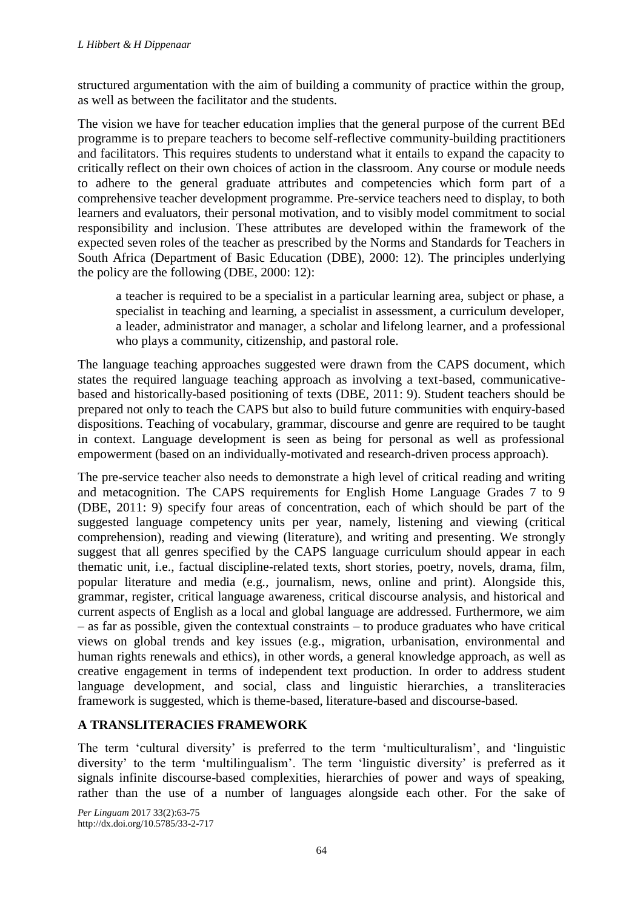structured argumentation with the aim of building a community of practice within the group, as well as between the facilitator and the students.

The vision we have for teacher education implies that the general purpose of the current BEd programme is to prepare teachers to become self-reflective community-building practitioners and facilitators. This requires students to understand what it entails to expand the capacity to critically reflect on their own choices of action in the classroom. Any course or module needs to adhere to the general graduate attributes and competencies which form part of a comprehensive teacher development programme. Pre-service teachers need to display, to both learners and evaluators, their personal motivation, and to visibly model commitment to social responsibility and inclusion. These attributes are developed within the framework of the expected seven roles of the teacher as prescribed by the Norms and Standards for Teachers in South Africa (Department of Basic Education (DBE), 2000: 12). The principles underlying the policy are the following (DBE, 2000: 12):

> a teacher is required to be a specialist in a particular learning area, subject or phase, a specialist in teaching and learning, a specialist in assessment, a curriculum developer, a leader, administrator and manager, a scholar and lifelong learner, and a professional who plays a community, citizenship, and pastoral role.

The language teaching approaches suggested were drawn from the CAPS document, which states the required language teaching approach as involving a text-based, communicative-based and historically-based positioning of texts (DBE, 2011: 9). Student teachers should be prepared not only to teach the CAPS but also to build future communities with enquiry-based dispositions. Teaching of vocabulary, grammar, discourse and genre are required to be taught in context. Language development is seen as being for personal as well as professional empowerment (based on an individually-motivated and research-driven process approach).

The pre-service teacher also needs to demonstrate a high level of critical reading and writing and metacognition. The CAPS requirements for English Home Language Grades 7 to 9 (DBE, 2011: 9) specify four areas of concentration, each of which should be part of the suggested language competency units per year, namely, listening and viewing (critical comprehension), reading and viewing (literature), and writing and presenting. We strongly suggest that all genres specified by the CAPS language curriculum should appear in each thematic unit, i.e., factual discipline-related texts, short stories, poetry, novels, drama, film, popular literature and media (e.g., journalism, news, online and print). Alongside this, grammar, register, critical language awareness, critical discourse analysis, and historical and current aspects of English as a local and global language are addressed. Furthermore, we aim – as far as possible, given the contextual constraints – to produce graduates who have critical views on global trends and key issues (e.g., migration, urbanisation, environmental and human rights renewals and ethics), in other words, a general knowledge approach, as well as creative engagement in terms of independent text production. In order to address student language development, and social, class and linguistic hierarchies, a transliteracies framework is suggested, which is theme-based, literature-based and discourse-based.

## A TRANSLITERACIES FRAMEWORK

The term 'cultural diversity' is preferred to the term 'multiculturalism', and 'linguistic diversity' to the term 'multilingualism'. The term 'linguistic diversity' is preferred as it signals infinite discourse-based complexities, hierarchies of power and ways of speaking, rather than the use of a number of languages alongside each other. For the sake of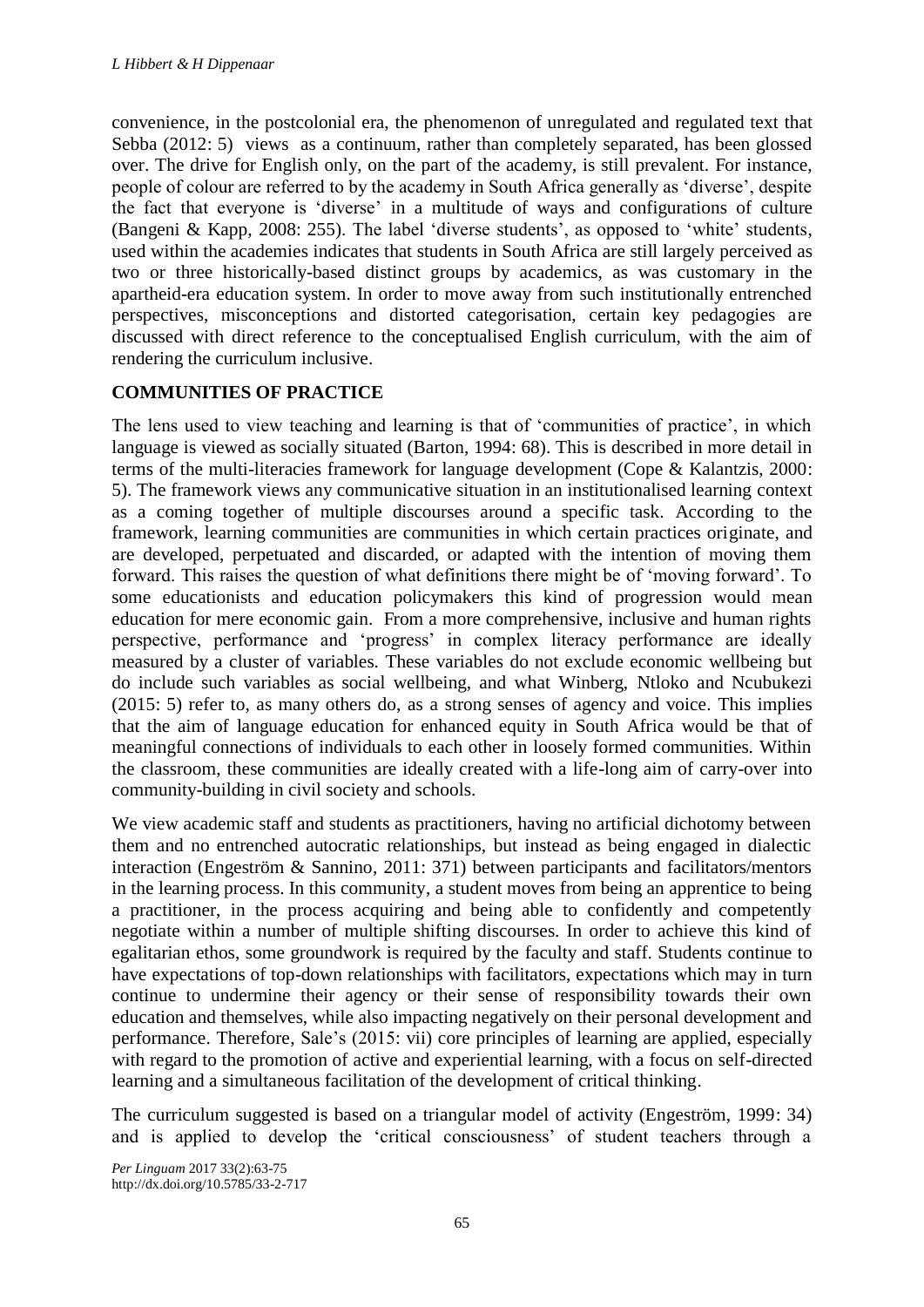convenience, in the postcolonial era, the phenomenon of unregulated and regulated text that Sebba (2012: 5) views as a continuum, rather than completely separated, has been glossed over. The drive for English only, on the part of the academy, is still prevalent. For instance, people of colour are referred to by the academy in South Africa generally as 'diverse', despite the fact that everyone is 'diverse' in a multitude of ways and configurations of culture (Bangeni & Kapp, 2008: 255). The label 'diverse students', as opposed to 'white' students, used within the academies indicates that students in South Africa are still largely perceived as two or three historically-based distinct groups by academics, as was customary in the apartheid-era education system. In order to move away from such institutionally entrenched perspectives, misconceptions and distorted categorisation, certain key pedagogies are discussed with direct reference to the conceptualised English curriculum, with the aim of rendering the curriculum inclusive.

## COMMUNITIES OF PRACTICE

The lens used to view teaching and learning is that of 'communities of practice', in which language is viewed as socially situated (Barton, 1994: 68). This is described in more detail in terms of the multi-literacies framework for language development (Cope & Kalantzis, 2000: 5). The framework views any communicative situation in an institutionalised learning context as a coming together of multiple discourses around a specific task. According to the framework, learning communities are communities in which certain practices originate, and are developed, perpetuated and discarded, or adapted with the intention of moving them forward. This raises the question of what definitions there might be of 'moving forward'. To some educationists and education policymakers this kind of progression would mean education for mere economic gain. From a more comprehensive, inclusive and human rights perspective, performance and 'progress' in complex literacy performance are ideally measured by a cluster of variables. These variables do not exclude economic wellbeing but do include such variables as social wellbeing, and what Winberg, Ntloko and Ncubukezi (2015: 5) refer to, as many others do, as a strong senses of agency and voice. This implies that the aim of language education for enhanced equity in South Africa would be that of meaningful connections of individuals to each other in loosely formed communities. Within the classroom, these communities are ideally created with a life-long aim of carry-over into community-building in civil society and schools.

We view academic staff and students as practitioners, having no artificial dichotomy between them and no entrenched autocratic relationships, but instead as being engaged in dialectic interaction (Engeström & Sannino, 2011: 371) between participants and facilitators/mentors in the learning process. In this community, a student moves from being an apprentice to being a practitioner, in the process acquiring and being able to confidently and competently negotiate within a number of multiple shifting discourses. In order to achieve this kind of egalitarian ethos, some groundwork is required by the faculty and staff. Students continue to have expectations of top-down relationships with facilitators, expectations which may in turn continue to undermine their agency or their sense of responsibility towards their own education and themselves, while also impacting negatively on their personal development and performance. Therefore, Sale's (2015: vii) core principles of learning are applied, especially with regard to the promotion of active and experiential learning, with a focus on self-directed learning and a simultaneous facilitation of the development of critical thinking.

The curriculum suggested is based on a triangular model of activity (Engeström, 1999: 34) and is applied to develop the 'critical consciousness' of student teachers through a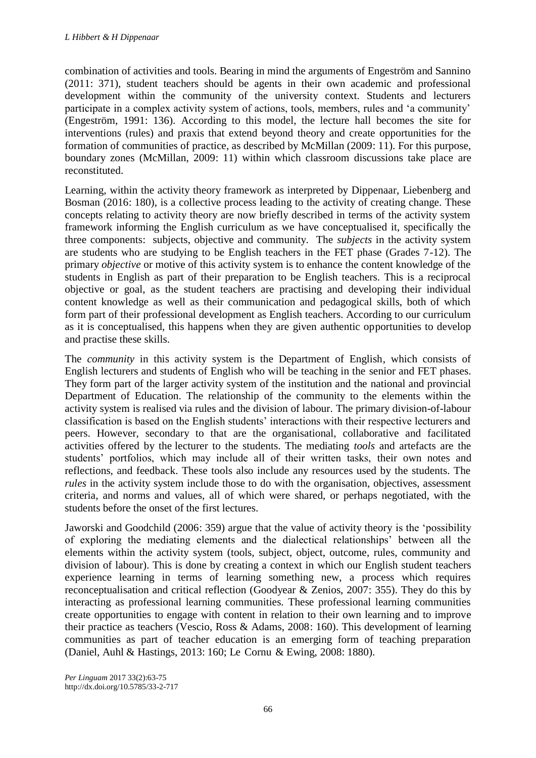combination of activities and tools. Bearing in mind the arguments of Engeström and Sannino (2011: 371), student teachers should be agents in their own academic and professional development within the community of the university context. Students and lecturers participate in a complex activity system of actions, tools, members, rules and 'a community' (Engeström, 1991: 136). According to this model, the lecture hall becomes the site for interventions (rules) and praxis that extend beyond theory and create opportunities for the formation of communities of practice, as described by McMillan (2009: 11). For this purpose, boundary zones (McMillan, 2009: 11) within which classroom discussions take place are reconstituted.

Learning, within the activity theory framework as interpreted by Dippenaar, Liebenberg and Bosman (2016: 180), is a collective process leading to the activity of creating change. These concepts relating to activity theory are now briefly described in terms of the activity system framework informing the English curriculum as we have conceptualised it, specifically the three components: subjects, objective and community. The *subjects* in the activity system are students who are studying to be English teachers in the FET phase (Grades 7-12). The primary *objective* or motive of this activity system is to enhance the content knowledge of the students in English as part of their preparation to be English teachers. This is a reciprocal objective or goal, as the student teachers are practising and developing their individual content knowledge as well as their communication and pedagogical skills, both of which form part of their professional development as English teachers. According to our curriculum as it is conceptualised, this happens when they are given authentic opportunities to develop and practise these skills.

The *community* in this activity system is the Department of English, which consists of English lecturers and students of English who will be teaching in the senior and FET phases. They form part of the larger activity system of the institution and the national and provincial Department of Education. The relationship of the community to the elements within the activity system is realised via rules and the division of labour. The primary division-of-labour classification is based on the English students' interactions with their respective lecturers and peers. However, secondary to that are the organisational, collaborative and facilitated activities offered by the lecturer to the students. The mediating *tools* and artefacts are the students' portfolios, which may include all of their written tasks, their own notes and reflections, and feedback. These tools also include any resources used by the students. The *rules* in the activity system include those to do with the organisation, objectives, assessment criteria, and norms and values, all of which were shared, or perhaps negotiated, with the students before the onset of the first lectures.

Jaworski and Goodchild (2006: 359) argue that the value of activity theory is the 'possibility of exploring the mediating elements and the dialectical relationships' between all the elements within the activity system (tools, subject, object, outcome, rules, community and division of labour). This is done by creating a context in which our English student teachers experience learning in terms of learning something new, a process which requires reconceptualisation and critical reflection (Goodyear & Zenios, 2007: 355). They do this by interacting as professional learning communities. These professional learning communities create opportunities to engage with content in relation to their own learning and to improve their practice as teachers (Vescio, Ross & Adams, 2008: 160). This development of learning communities as part of teacher education is an emerging form of teaching preparation (Daniel, Auhl & Hastings, 2013: 160; Le Cornu & Ewing, 2008: 1880).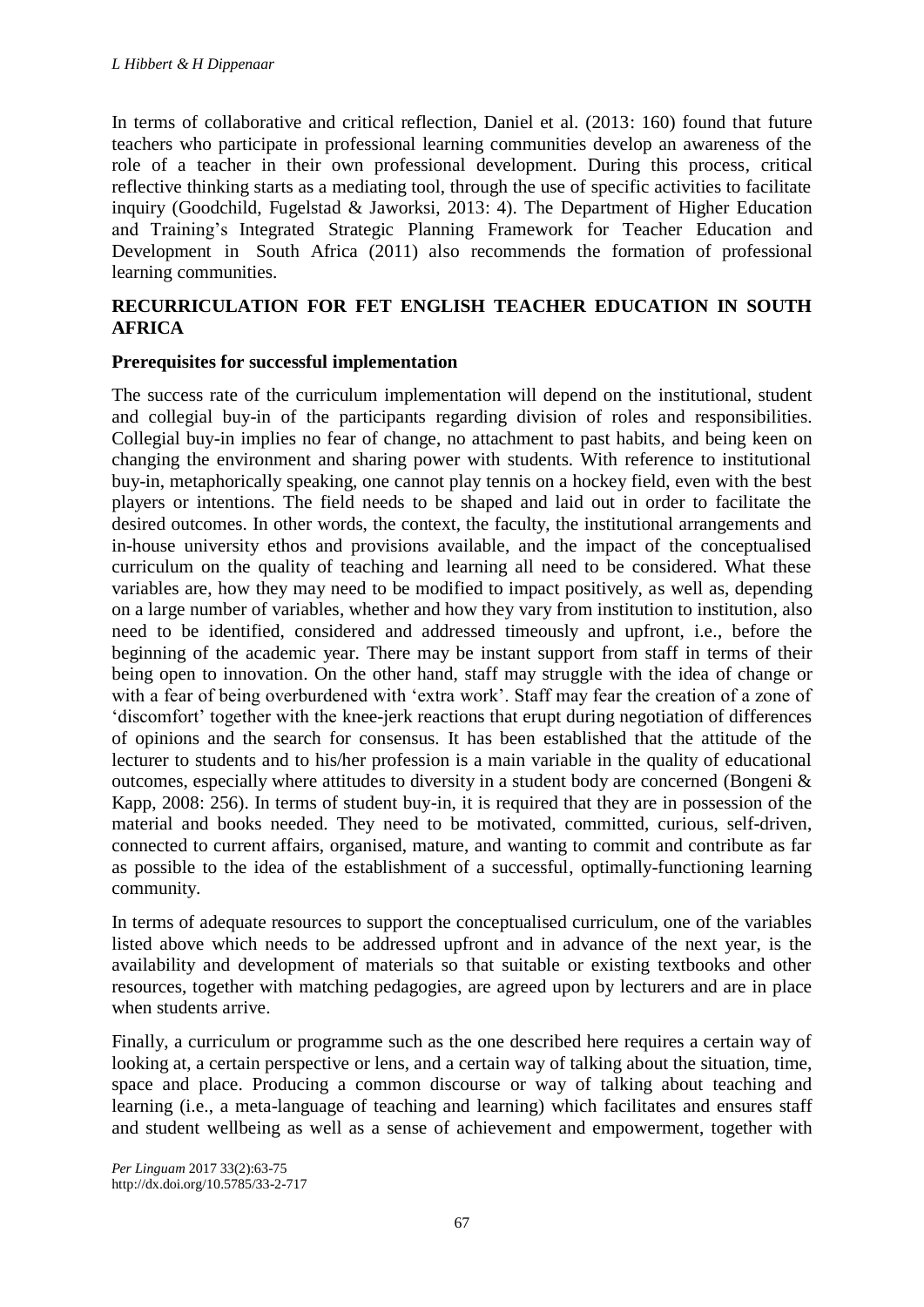In terms of collaborative and critical reflection, Daniel et al. (2013: 160) found that future teachers who participate in professional learning communities develop an awareness of the role of a teacher in their own professional development. During this process, critical reflective thinking starts as a mediating tool, through the use of specific activities to facilitate inquiry (Goodchild, Fugelstad & Jaworksi, 2013: 4). The Department of Higher Education and Training's Integrated Strategic Planning Framework for Teacher Education and Development in South Africa (2011) also recommends the formation of professional learning communities.

## RECURRICULATION FOR FET ENGLISH TEACHER EDUCATION IN SOUTH AFRICA

### Prerequisites for successful implementation

The success rate of the curriculum implementation will depend on the institutional, student and collegial buy-in of the participants regarding division of roles and responsibilities. Collegial buy-in implies no fear of change, no attachment to past habits, and being keen on changing the environment and sharing power with students. With reference to institutional buy-in, metaphorically speaking, one cannot play tennis on a hockey field, even with the best players or intentions. The field needs to be shaped and laid out in order to facilitate the desired outcomes. In other words, the context, the faculty, the institutional arrangements and in-house university ethos and provisions available, and the impact of the conceptualised curriculum on the quality of teaching and learning all need to be considered. What these variables are, how they may need to be modified to impact positively, as well as, depending on a large number of variables, whether and how they vary from institution to institution, also need to be identified, considered and addressed timeously and upfront, i.e., before the beginning of the academic year. There may be instant support from staff in terms of their being open to innovation. On the other hand, staff may struggle with the idea of change or with a fear of being overburdened with 'extra work'. Staff may fear the creation of a zone of 'discomfort' together with the knee-jerk reactions that erupt during negotiation of differences of opinions and the search for consensus. It has been established that the attitude of the lecturer to students and to his/her profession is a main variable in the quality of educational outcomes, especially where attitudes to diversity in a student body are concerned (Bongeni & Kapp, 2008: 256). In terms of student buy-in, it is required that they are in possession of the material and books needed. They need to be motivated, committed, curious, self-driven, connected to current affairs, organised, mature, and wanting to commit and contribute as far as possible to the idea of the establishment of a successful, optimally-functioning learning community.

In terms of adequate resources to support the conceptualised curriculum, one of the variables listed above which needs to be addressed upfront and in advance of the next year, is the availability and development of materials so that suitable or existing textbooks and other resources, together with matching pedagogies, are agreed upon by lecturers and are in place when students arrive.

Finally, a curriculum or programme such as the one described here requires a certain way of looking at, a certain perspective or lens, and a certain way of talking about the situation, time, space and place. Producing a common discourse or way of talking about teaching and learning (i.e., a meta-language of teaching and learning) which facilitates and ensures staff and student wellbeing as well as a sense of achievement and empowerment, together with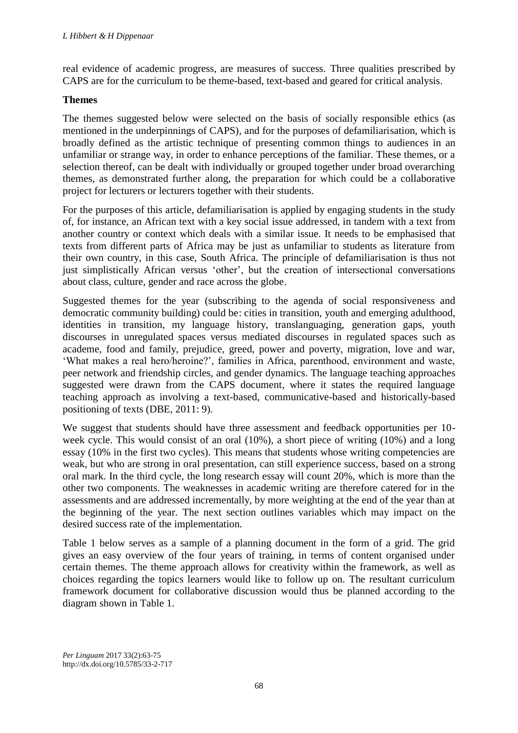real evidence of academic progress, are measures of success. Three qualities prescribed by CAPS are for the curriculum to be theme-based, text-based and geared for critical analysis.

**Themes**

The themes suggested below were selected on the basis of socially responsible ethics (as mentioned in the underpinnings of CAPS), and for the purposes of defamiliarisation, which is broadly defined as the artistic technique of presenting common things to audiences in an unfamiliar or strange way, in order to enhance perceptions of the familiar. These themes, or a selection thereof, can be dealt with individually or grouped together under broad overarching themes, as demonstrated further along, the preparation for which could be a collaborative project for lecturers or lecturers together with their students.

For the purposes of this article, defamiliarisation is applied by engaging students in the study of, for instance, an African text with a key social issue addressed, in tandem with a text from another country or context which deals with a similar issue. It needs to be emphasised that texts from different parts of Africa may be just as unfamiliar to students as literature from their own country, in this case, South Africa. The principle of defamiliarisation is thus not just simplistically African versus 'other', but the creation of intersectional conversations about class, culture, gender and race across the globe.

Suggested themes for the year (subscribing to the agenda of social responsiveness and democratic community building) could be: cities in transition, youth and emerging adulthood, identities in transition, my language history, translanguaging, generation gaps, youth discourses in unregulated spaces versus mediated discourses in regulated spaces such as academe, food and family, prejudice, greed, power and poverty, migration, love and war, 'What makes a real hero/heroine?', families in Africa, parenthood, environment and waste, peer network and friendship circles, and gender dynamics. The language teaching approaches suggested were drawn from the CAPS document, where it states the required language teaching approach as involving a text-based, communicative-based and historically-based positioning of texts (DBE, 2011: 9).

We suggest that students should have three assessment and feedback opportunities per 10-week cycle. This would consist of an oral (10%), a short piece of writing (10%) and a long essay (10% in the first two cycles). This means that students whose writing competencies are weak, but who are strong in oral presentation, can still experience success, based on a strong oral mark. In the third cycle, the long research essay will count 20%, which is more than the other two components. The weaknesses in academic writing are therefore catered for in the assessments and are addressed incrementally, by more weighting at the end of the year than at the beginning of the year. The next section outlines variables which may impact on the desired success rate of the implementation.

Table 1 below serves as a sample of a planning document in the form of a grid. The grid gives an easy overview of the four years of training, in terms of content organised under certain themes. The theme approach allows for creativity within the framework, as well as choices regarding the topics learners would like to follow up on. The resultant curriculum framework document for collaborative discussion would thus be planned according to the diagram shown in Table 1.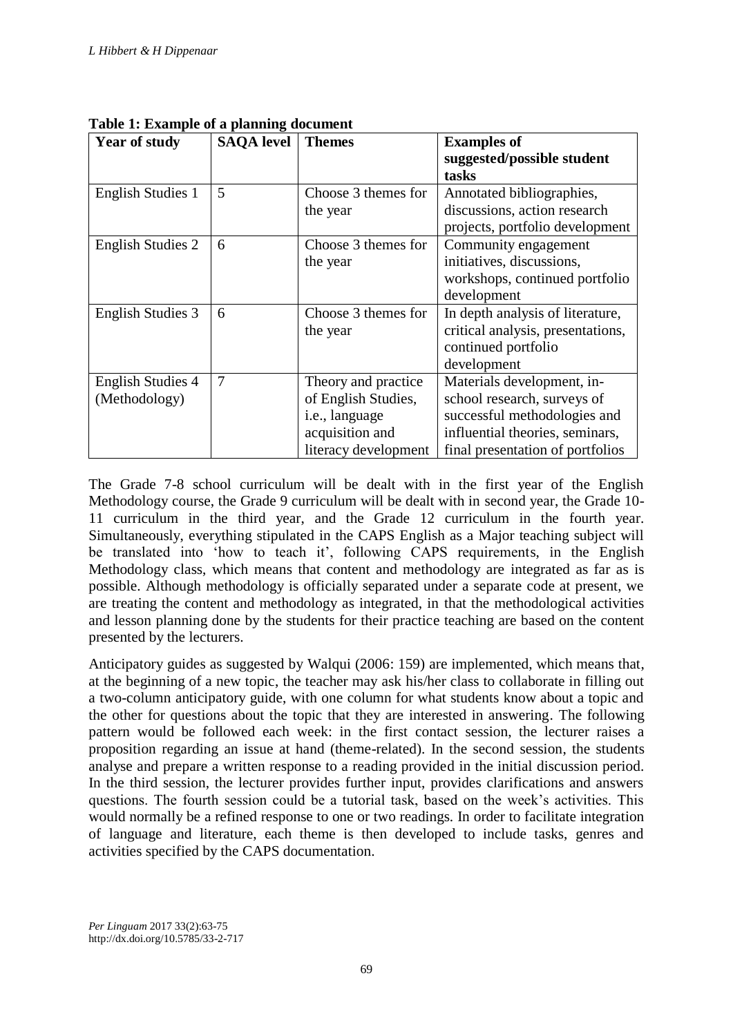**Table 1: Example of a planning document**

| Year of study | SAQA level | Themes | Examples of suggested/possible student tasks |
|---|---|---|---|
| English Studies 1 | 5 | Choose 3 themes for the year | Annotated bibliographies, discussions, action research projects, portfolio development |
| English Studies 2 | 6 | Choose 3 themes for the year | Community engagement initiatives, discussions, workshops, continued portfolio development |
| English Studies 3 | 6 | Choose 3 themes for the year | In depth analysis of literature, critical analysis, presentations, continued portfolio development |
| English Studies 4 (Methodology) | 7 | Theory and practice of English Studies, i.e., language acquisition and literacy development | Materials development, in-school research, surveys of successful methodologies and influential theories, seminars, final presentation of portfolios |

The Grade 7-8 school curriculum will be dealt with in the first year of the English Methodology course, the Grade 9 curriculum will be dealt with in second year, the Grade 10-11 curriculum in the third year, and the Grade 12 curriculum in the fourth year. Simultaneously, everything stipulated in the CAPS English as a Major teaching subject will be translated into 'how to teach it', following CAPS requirements, in the English Methodology class, which means that content and methodology are integrated as far as is possible. Although methodology is officially separated under a separate code at present, we are treating the content and methodology as integrated, in that the methodological activities and lesson planning done by the students for their practice teaching are based on the content presented by the lecturers.

Anticipatory guides as suggested by Walqui (2006: 159) are implemented, which means that, at the beginning of a new topic, the teacher may ask his/her class to collaborate in filling out a two-column anticipatory guide, with one column for what students know about a topic and the other for questions about the topic that they are interested in answering. The following pattern would be followed each week: in the first contact session, the lecturer raises a proposition regarding an issue at hand (theme-related). In the second session, the students analyse and prepare a written response to a reading provided in the initial discussion period. In the third session, the lecturer provides further input, provides clarifications and answers questions. The fourth session could be a tutorial task, based on the week's activities. This would normally be a refined response to one or two readings. In order to facilitate integration of language and literature, each theme is then developed to include tasks, genres and activities specified by the CAPS documentation.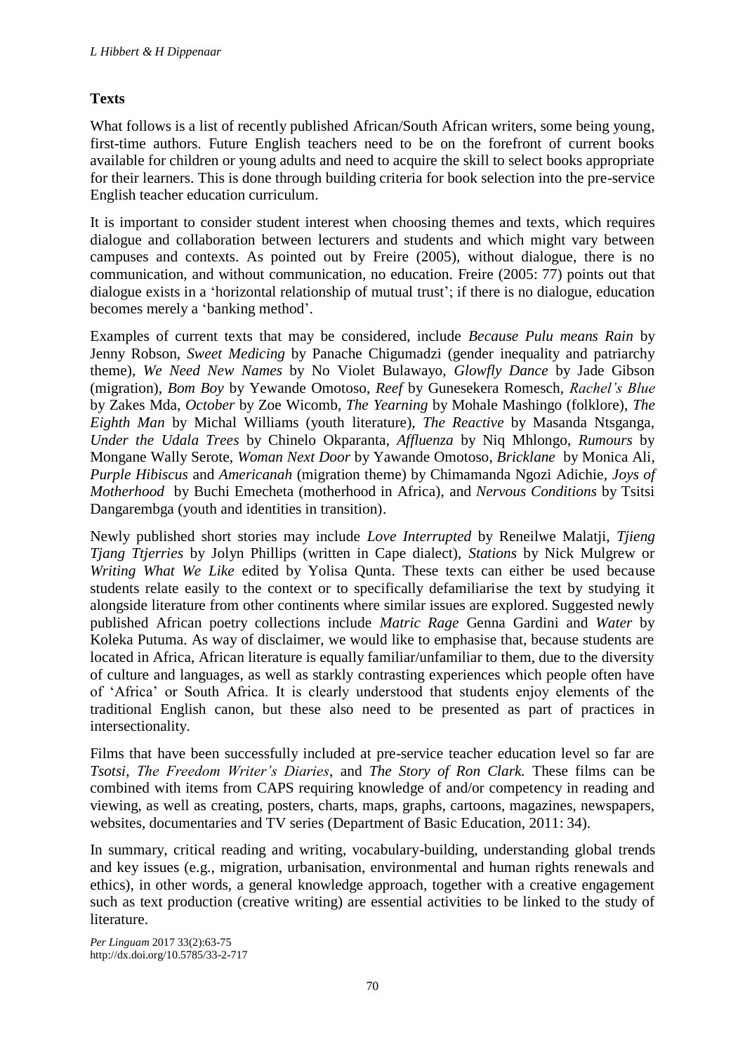## Texts

What follows is a list of recently published African/South African writers, some being young, first-time authors. Future English teachers need to be on the forefront of current books available for children or young adults and need to acquire the skill to select books appropriate for their learners. This is done through building criteria for book selection into the pre-service English teacher education curriculum.

It is important to consider student interest when choosing themes and texts, which requires dialogue and collaboration between lecturers and students and which might vary between campuses and contexts. As pointed out by Freire (2005), without dialogue, there is no communication, and without communication, no education. Freire (2005: 77) points out that dialogue exists in a 'horizontal relationship of mutual trust'; if there is no dialogue, education becomes merely a 'banking method'.

Examples of current texts that may be considered, include *Because Pulu means Rain* by Jenny Robson, *Sweet Medicing* by Panache Chigumadzi (gender inequality and patriarchy theme), *We Need New Names* by No Violet Bulawayo, *Glowfly Dance* by Jade Gibson (migration), *Bom Boy* by Yewande Omotoso, *Reef* by Gunesekera Romesch, *Rachel's Blue* by Zakes Mda, *October* by Zoe Wicomb, *The Yearning* by Mohale Mashingo (folklore), *The Eighth Man* by Michal Williams (youth literature), *The Reactive* by Masanda Ntsganga, *Under the Udala Trees* by Chinelo Okparanta, *Affluenza* by Niq Mhlongo, *Rumours* by Mongane Wally Serote, *Woman Next Door* by Yawande Omotoso, *Bricklane* by Monica Ali, *Purple Hibiscus* and *Americanah* (migration theme) by Chimamanda Ngozi Adichie, *Joys of Motherhood* by Buchi Emecheta (motherhood in Africa), and *Nervous Conditions* by Tsitsi Dangarembga (youth and identities in transition).

Newly published short stories may include *Love Interrupted* by Reneilwe Malatji, *Tjieng Tjang Tjerries* by Jolyn Phillips (written in Cape dialect), *Stations* by Nick Mulgrew or *Writing What We Like* edited by Yolisa Qunta. These texts can either be used because students relate easily to the context or to specifically defamiliarise the text by studying it alongside literature from other continents where similar issues are explored. Suggested newly published African poetry collections include *Matric Rage* Genna Gardini and *Water* by Koleka Putuma. As way of disclaimer, we would like to emphasise that, because students are located in Africa, African literature is equally familiar/unfamiliar to them, due to the diversity of culture and languages, as well as starkly contrasting experiences which people often have of 'Africa' or South Africa. It is clearly understood that students enjoy elements of the traditional English canon, but these also need to be presented as part of practices in intersectionality.

Films that have been successfully included at pre-service teacher education level so far are *Tsotsi*, *The Freedom Writer's Diaries*, and *The Story of Ron Clark.* These films can be combined with items from CAPS requiring knowledge of and/or competency in reading and viewing, as well as creating, posters, charts, maps, graphs, cartoons, magazines, newspapers, websites, documentaries and TV series (Department of Basic Education, 2011: 34).

In summary, critical reading and writing, vocabulary-building, understanding global trends and key issues (e.g., migration, urbanisation, environmental and human rights renewals and ethics), in other words, a general knowledge approach, together with a creative engagement such as text production (creative writing) are essential activities to be linked to the study of literature.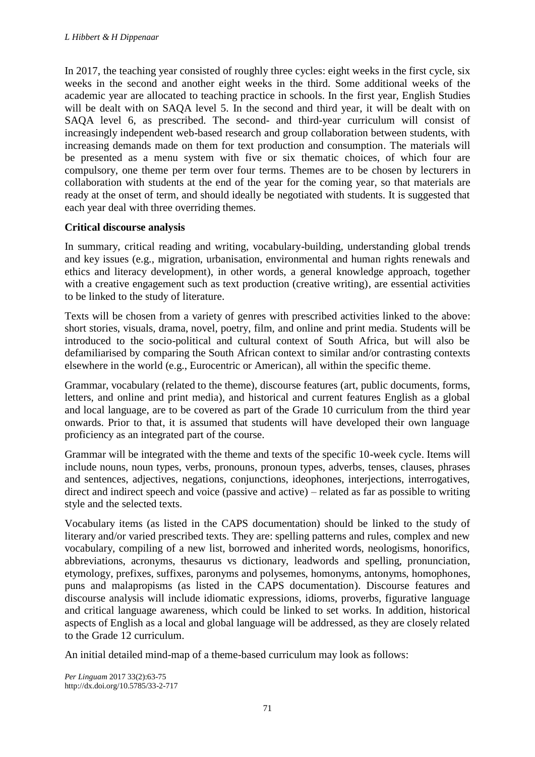In 2017, the teaching year consisted of roughly three cycles: eight weeks in the first cycle, six weeks in the second and another eight weeks in the third. Some additional weeks of the academic year are allocated to teaching practice in schools. In the first year, English Studies will be dealt with on SAQA level 5. In the second and third year, it will be dealt with on SAQA level 6, as prescribed. The second- and third-year curriculum will consist of increasingly independent web-based research and group collaboration between students, with increasing demands made on them for text production and consumption. The materials will be presented as a menu system with five or six thematic choices, of which four are compulsory, one theme per term over four terms. Themes are to be chosen by lecturers in collaboration with students at the end of the year for the coming year, so that materials are ready at the onset of term, and should ideally be negotiated with students. It is suggested that each year deal with three overriding themes.

**Critical discourse analysis**

In summary, critical reading and writing, vocabulary-building, understanding global trends and key issues (e.g., migration, urbanisation, environmental and human rights renewals and ethics and literacy development), in other words, a general knowledge approach, together with a creative engagement such as text production (creative writing), are essential activities to be linked to the study of literature.

Texts will be chosen from a variety of genres with prescribed activities linked to the above: short stories, visuals, drama, novel, poetry, film, and online and print media. Students will be introduced to the socio-political and cultural context of South Africa, but will also be defamiliarised by comparing the South African context to similar and/or contrasting contexts elsewhere in the world (e.g., Eurocentric or American), all within the specific theme.

Grammar, vocabulary (related to the theme), discourse features (art, public documents, forms, letters, and online and print media), and historical and current features English as a global and local language, are to be covered as part of the Grade 10 curriculum from the third year onwards. Prior to that, it is assumed that students will have developed their own language proficiency as an integrated part of the course.

Grammar will be integrated with the theme and texts of the specific 10-week cycle. Items will include nouns, noun types, verbs, pronouns, pronoun types, adverbs, tenses, clauses, phrases and sentences, adjectives, negations, conjunctions, ideophones, interjections, interrogatives, direct and indirect speech and voice (passive and active) – related as far as possible to writing style and the selected texts.

Vocabulary items (as listed in the CAPS documentation) should be linked to the study of literary and/or varied prescribed texts. They are: spelling patterns and rules, complex and new vocabulary, compiling of a new list, borrowed and inherited words, neologisms, honorifics, abbreviations, acronyms, thesaurus vs dictionary, leadwords and spelling, pronunciation, etymology, prefixes, suffixes, paronyms and polysemes, homonyms, antonyms, homophones, puns and malapropisms (as listed in the CAPS documentation). Discourse features and discourse analysis will include idiomatic expressions, idioms, proverbs, figurative language and critical language awareness, which could be linked to set works. In addition, historical aspects of English as a local and global language will be addressed, as they are closely related to the Grade 12 curriculum.

An initial detailed mind-map of a theme-based curriculum may look as follows: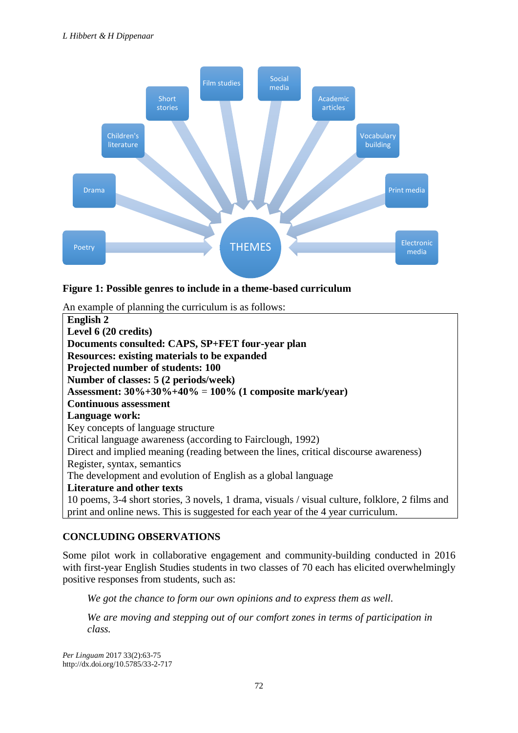**Figure 1: Possible genres to include in a theme-based curriculum**

An example of planning the curriculum is as follows:

**English 2**
**Level 6 (20 credits)**
**Documents consulted: CAPS, SP+FET four-year plan**
**Resources: existing materials to be expanded**
**Projected number of students: 100**
**Number of classes: 5 (2 periods/week)**
**Assessment: 30%+30%+40% = 100% (1 composite mark/year)**
**Continuous assessment**
**Language work:**
Key concepts of language structure
Critical language awareness (according to Fairclough, 1992)
Direct and implied meaning (reading between the lines, critical discourse awareness)
Register, syntax, semantics
The development and evolution of English as a global language
**Literature and other texts**
10 poems, 3-4 short stories, 3 novels, 1 drama, visuals / visual culture, folklore, 2 films and print and online news. This is suggested for each year of the 4 year curriculum.

## CONCLUDING OBSERVATIONS

Some pilot work in collaborative engagement and community-building conducted in 2016 with first-year English Studies students in two classes of 70 each has elicited overwhelmingly positive responses from students, such as:

> *We got the chance to form our own opinions and to express them as well.*

> *We are moving and stepping out of our comfort zones in terms of participation in class.*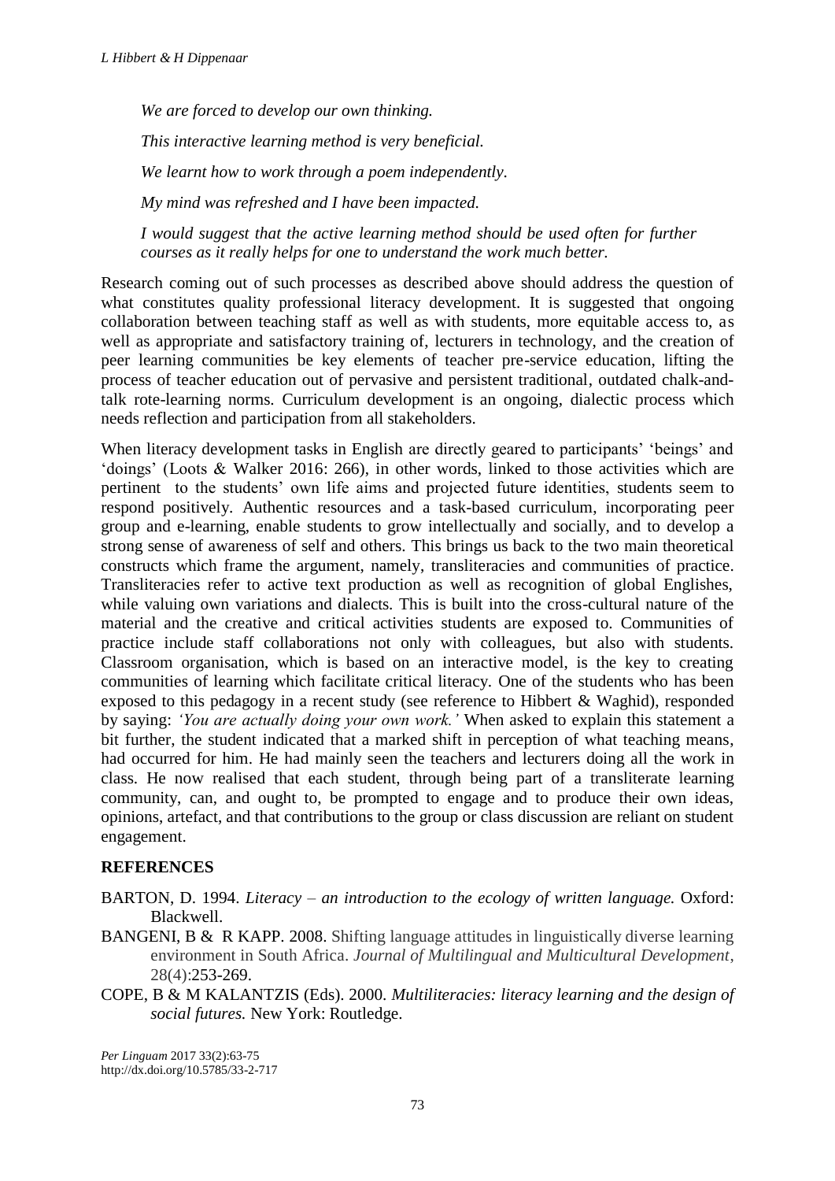*We are forced to develop our own thinking.*

*This interactive learning method is very beneficial.*

*We learnt how to work through a poem independently.*

*My mind was refreshed and I have been impacted.*

*I would suggest that the active learning method should be used often for further courses as it really helps for one to understand the work much better.*

Research coming out of such processes as described above should address the question of what constitutes quality professional literacy development. It is suggested that ongoing collaboration between teaching staff as well as with students, more equitable access to, as well as appropriate and satisfactory training of, lecturers in technology, and the creation of peer learning communities be key elements of teacher pre-service education, lifting the process of teacher education out of pervasive and persistent traditional, outdated chalk-and-talk rote-learning norms. Curriculum development is an ongoing, dialectic process which needs reflection and participation from all stakeholders.

When literacy development tasks in English are directly geared to participants' 'beings' and 'doings' (Loots & Walker 2016: 266), in other words, linked to those activities which are pertinent to the students' own life aims and projected future identities, students seem to respond positively. Authentic resources and a task-based curriculum, incorporating peer group and e-learning, enable students to grow intellectually and socially, and to develop a strong sense of awareness of self and others. This brings us back to the two main theoretical constructs which frame the argument, namely, transliteracies and communities of practice. Transliteracies refer to active text production as well as recognition of global Englishes, while valuing own variations and dialects. This is built into the cross-cultural nature of the material and the creative and critical activities students are exposed to. Communities of practice include staff collaborations not only with colleagues, but also with students. Classroom organisation, which is based on an interactive model, is the key to creating communities of learning which facilitate critical literacy. One of the students who has been exposed to this pedagogy in a recent study (see reference to Hibbert & Waghid), responded by saying: *'You are actually doing your own work.'* When asked to explain this statement a bit further, the student indicated that a marked shift in perception of what teaching means, had occurred for him. He had mainly seen the teachers and lecturers doing all the work in class. He now realised that each student, through being part of a transliterate learning community, can, and ought to, be prompted to engage and to produce their own ideas, opinions, artefact, and that contributions to the group or class discussion are reliant on student engagement.

## REFERENCES

BARTON, D. 1994. *Literacy – an introduction to the ecology of written language.* Oxford: Blackwell.

BANGENI, B & R KAPP. 2008. Shifting language attitudes in linguistically diverse learning environment in South Africa. *Journal of Multilingual and Multicultural Development*, 28(4):253-269.

COPE, B & M KALANTZIS (Eds). 2000. *Multiliteracies: literacy learning and the design of social futures.* New York: Routledge.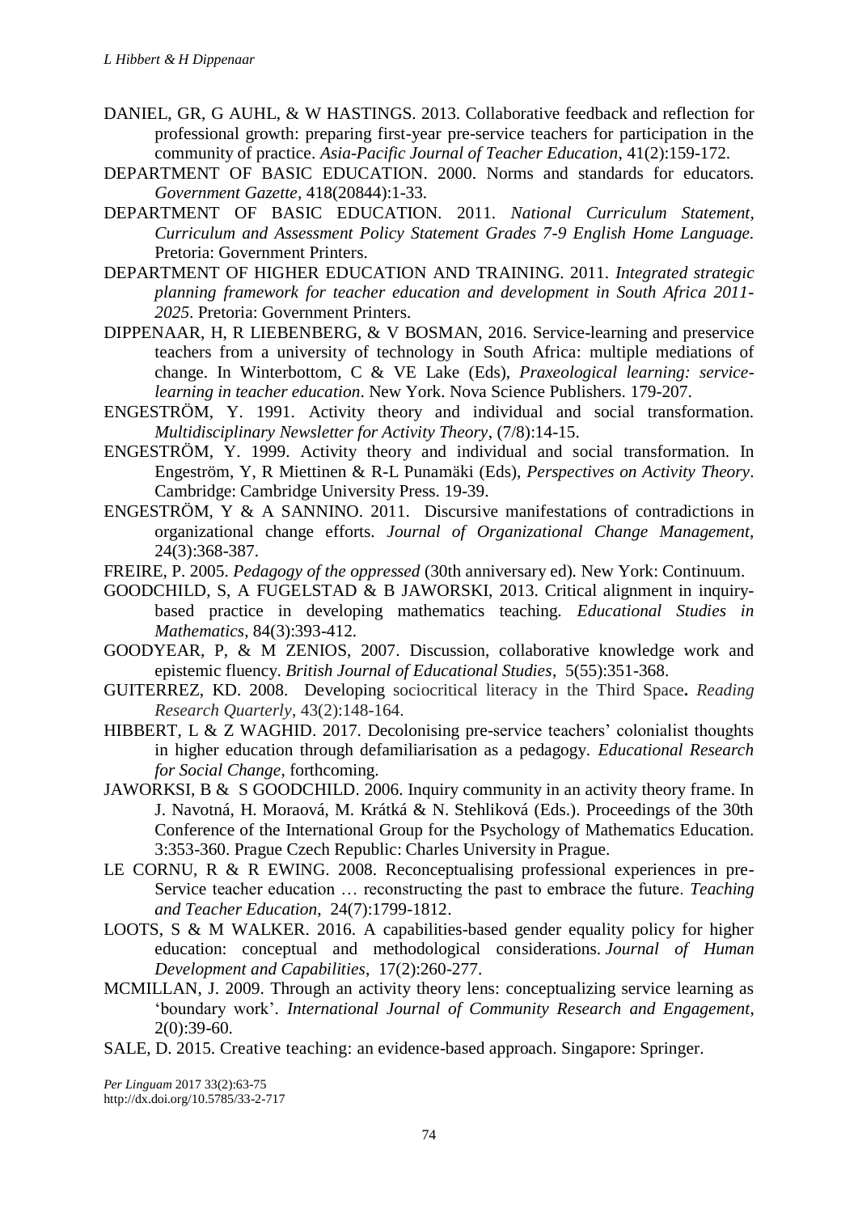DANIEL, GR, G AUHL, & W HASTINGS. 2013. Collaborative feedback and reflection for professional growth: preparing first-year pre-service teachers for participation in the community of practice. *Asia-Pacific Journal of Teacher Education*, 41(2):159-172.

DEPARTMENT OF BASIC EDUCATION. 2000. Norms and standards for educators. *Government Gazette*, 418(20844):1-33.

DEPARTMENT OF BASIC EDUCATION. 2011. *National Curriculum Statement, Curriculum and Assessment Policy Statement Grades 7-9 English Home Language.* Pretoria: Government Printers.

DEPARTMENT OF HIGHER EDUCATION AND TRAINING. 2011. *Integrated strategic planning framework for teacher education and development in South Africa 2011-2025*. Pretoria: Government Printers.

DIPPENAAR, H, R LIEBENBERG, & V BOSMAN, 2016. Service-learning and preservice teachers from a university of technology in South Africa: multiple mediations of change. In Winterbottom, C & VE Lake (Eds), *Praxeological learning: service-learning in teacher education*. New York. Nova Science Publishers. 179-207.

ENGESTRÖM, Y. 1991. Activity theory and individual and social transformation. *Multidisciplinary Newsletter for Activity Theory*, (7/8):14-15.

ENGESTRÖM, Y. 1999. Activity theory and individual and social transformation. In Engeström, Y, R Miettinen & R-L Punamäki (Eds), *Perspectives on Activity Theory*. Cambridge: Cambridge University Press. 19-39.

ENGESTRÖM, Y & A SANNINO. 2011. Discursive manifestations of contradictions in organizational change efforts. *Journal of Organizational Change Management*, 24(3):368-387.

FREIRE, P. 2005. *Pedagogy of the oppressed* (30th anniversary ed). New York: Continuum.

GOODCHILD, S, A FUGELSTAD & B JAWORSKI, 2013. Critical alignment in inquiry-based practice in developing mathematics teaching. *Educational Studies in Mathematics*, 84(3):393-412.

GOODYEAR, P, & M ZENIOS, 2007. Discussion, collaborative knowledge work and epistemic fluency. *British Journal of Educational Studies*, 5(55):351-368.

GUITERREZ, KD. 2008. Developing sociocritical literacy in the Third Space**.** *Reading Research Quarterly*, 43(2):148-164.

HIBBERT, L & Z WAGHID. 2017. Decolonising pre-service teachers' colonialist thoughts in higher education through defamiliarisation as a pedagogy. *Educational Research for Social Change*, forthcoming.

JAWORKSI, B & S GOODCHILD. 2006. Inquiry community in an activity theory frame. In J. Navotná, H. Moraová, M. Krátká & N. Stehliková (Eds.). Proceedings of the 30th Conference of the International Group for the Psychology of Mathematics Education. 3:353-360. Prague Czech Republic: Charles University in Prague.

LE CORNU, R & R EWING. 2008. Reconceptualising professional experiences in pre-Service teacher education … reconstructing the past to embrace the future. *Teaching and Teacher Education*, 24(7):1799-1812.

LOOTS, S & M WALKER. 2016. A capabilities-based gender equality policy for higher education: conceptual and methodological considerations. *Journal of Human Development and Capabilities*, 17(2):260-277.

MCMILLAN, J. 2009. Through an activity theory lens: conceptualizing service learning as 'boundary work'. *International Journal of Community Research and Engagement*, 2(0):39-60.

SALE, D. 2015. Creative teaching: an evidence-based approach. Singapore: Springer.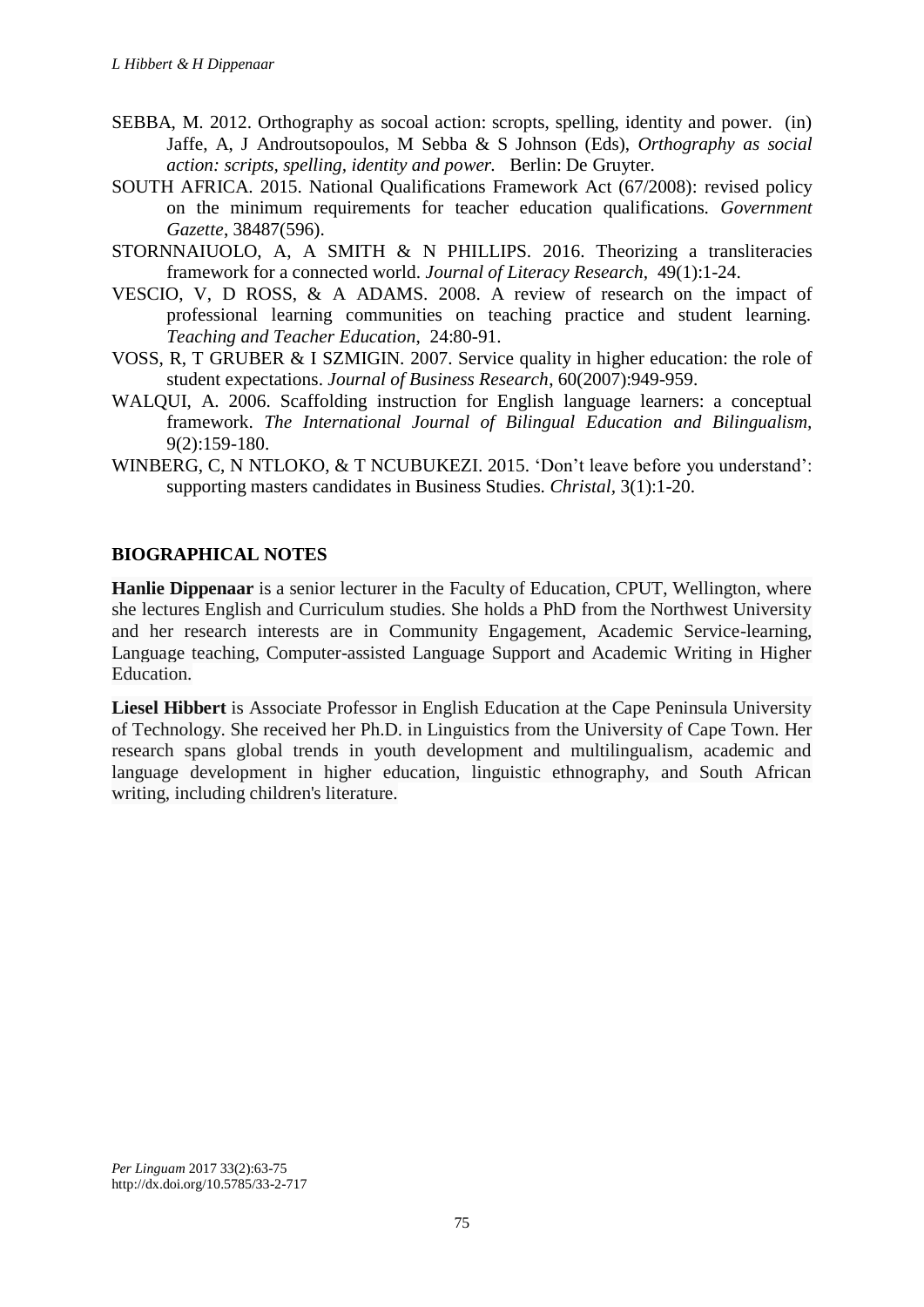SEBBA, M. 2012. Orthography as socoal action: scropts, spelling, identity and power. (in) Jaffe, A, J Androutsopoulos, M Sebba & S Johnson (Eds), *Orthography as social action: scripts, spelling, identity and power.* Berlin: De Gruyter.

SOUTH AFRICA. 2015. National Qualifications Framework Act (67/2008): revised policy on the minimum requirements for teacher education qualifications. *Government Gazette*, 38487(596).

STORNNAIUOLO, A, A SMITH & N PHILLIPS. 2016. Theorizing a transliteracies framework for a connected world. *Journal of Literacy Research,* 49(1):1-24.

VESCIO, V, D ROSS, & A ADAMS. 2008. A review of research on the impact of professional learning communities on teaching practice and student learning. *Teaching and Teacher Education*, 24:80-91.

VOSS, R, T GRUBER & I SZMIGIN. 2007. Service quality in higher education: the role of student expectations. *Journal of Business Research*, 60(2007):949-959.

WALQUI, A. 2006. Scaffolding instruction for English language learners: a conceptual framework. *The International Journal of Bilingual Education and Bilingualism,* 9(2):159-180.

WINBERG, C, N NTLOKO, & T NCUBUKEZI. 2015. 'Don't leave before you understand': supporting masters candidates in Business Studies. *Christal*, 3(1):1-20.

## BIOGRAPHICAL NOTES

**Hanlie Dippenaar** is a senior lecturer in the Faculty of Education, CPUT, Wellington, where she lectures English and Curriculum studies. She holds a PhD from the Northwest University and her research interests are in Community Engagement, Academic Service-learning, Language teaching, Computer-assisted Language Support and Academic Writing in Higher Education.

**Liesel Hibbert** is Associate Professor in English Education at the Cape Peninsula University of Technology. She received her Ph.D. in Linguistics from the University of Cape Town. Her research spans global trends in youth development and multilingualism, academic and language development in higher education, linguistic ethnography, and South African writing, including children's literature.